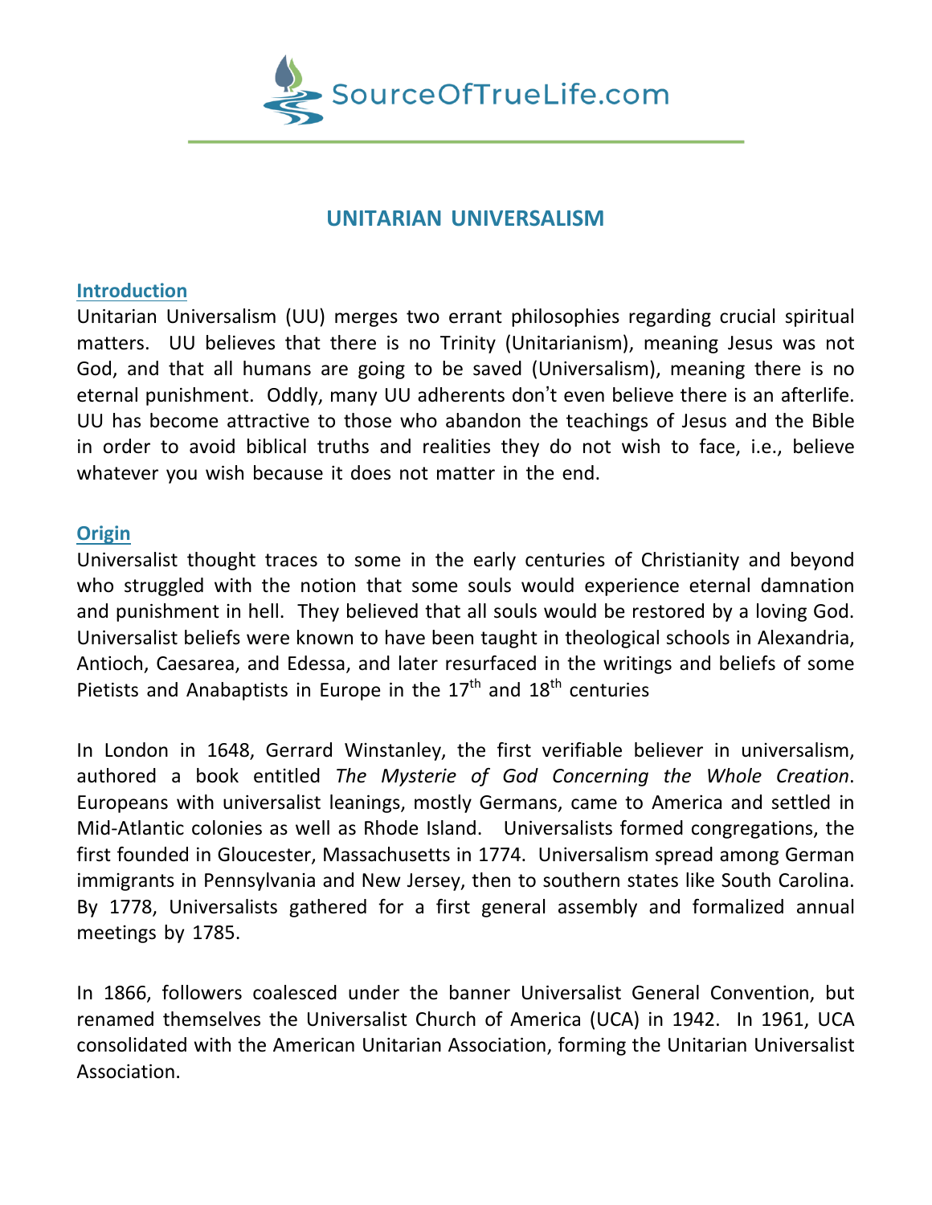# UNITARIAN UNIVERSALISM

## Introduction

Unitarian Universalism (UU) merges two errant philosophies regarding crucial spiritual matters. UU believes that there is no Trinity (Unitarianism), meaning Jesus was not God, and that all humans are going to be saved (Universalism), meaning there is no eternal punishment. Oddly, many UU adherents don't even believe there is an afterlife. UU has become attractive to those who abandon the teachings of Jesus and the Bible in order to avoid biblical truths and realities they do not wish to face, i.e., believe whatever you wish because it does not matter in the end.

## Origin

Universalist thought traces to some in the early centuries of Christianity and beyond who struggled with the notion that some souls would experience eternal damnation and punishment in hell. They believed that all souls would be restored by a loving God. Universalist beliefs were known to have been taught in theological schools in Alexandria, Antioch, Caesarea, and Edessa, and later resurfaced in the writings and beliefs of some Pietists and Anabaptists in Europe in the 17th and 18th centuries

In London in 1648, Gerrard Winstanley, the first verifiable believer in universalism, authored a book entitled *The Mysterie of God Concerning the Whole Creation*. Europeans with universalist leanings, mostly Germans, came to America and settled in Mid-Atlantic colonies as well as Rhode Island. Universalists formed congregations, the first founded in Gloucester, Massachusetts in 1774. Universalism spread among German immigrants in Pennsylvania and New Jersey, then to southern states like South Carolina. By 1778, Universalists gathered for a first general assembly and formalized annual meetings by 1785.

In 1866, followers coalesced under the banner Universalist General Convention, but renamed themselves the Universalist Church of America (UCA) in 1942. In 1961, UCA consolidated with the American Unitarian Association, forming the Unitarian Universalist Association.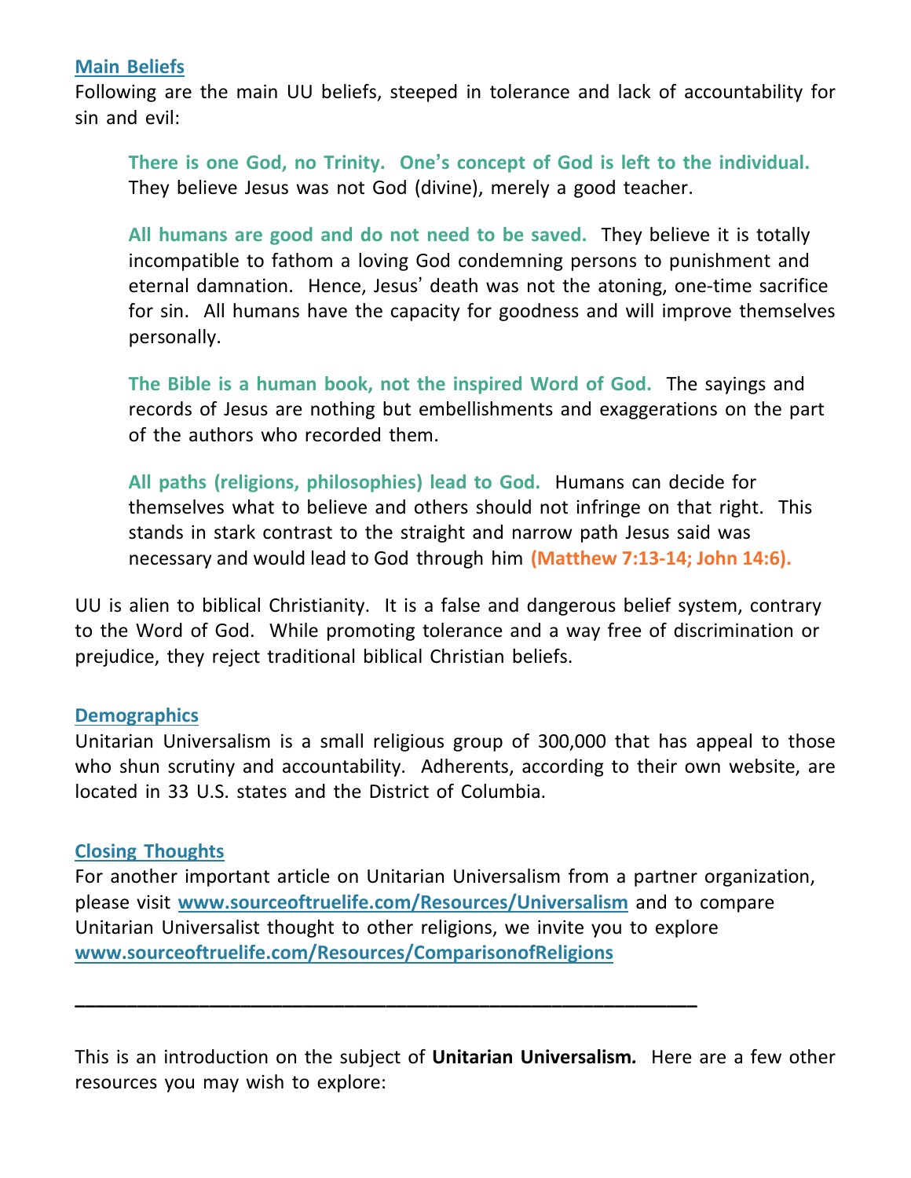## Main Beliefs

Following are the main UU beliefs, steeped in tolerance and lack of accountability for sin and evil:

> **There is one God, no Trinity. One's concept of God is left to the individual.** They believe Jesus was not God (divine), merely a good teacher.
>
> **All humans are good and do not need to be saved.** They believe it is totally incompatible to fathom a loving God condemning persons to punishment and eternal damnation. Hence, Jesus' death was not the atoning, one-time sacrifice for sin. All humans have the capacity for goodness and will improve themselves personally.
>
> **The Bible is a human book, not the inspired Word of God.** The sayings and records of Jesus are nothing but embellishments and exaggerations on the part of the authors who recorded them.
>
> **All paths (religions, philosophies) lead to God.** Humans can decide for themselves what to believe and others should not infringe on that right. This stands in stark contrast to the straight and narrow path Jesus said was necessary and would lead to God through him **(Matthew 7:13-14; John 14:6).**

UU is alien to biblical Christianity. It is a false and dangerous belief system, contrary to the Word of God. While promoting tolerance and a way free of discrimination or prejudice, they reject traditional biblical Christian beliefs.

## Demographics

Unitarian Universalism is a small religious group of 300,000 that has appeal to those who shun scrutiny and accountability. Adherents, according to their own website, are located in 33 U.S. states and the District of Columbia.

## Closing Thoughts

For another important article on Unitarian Universalism from a partner organization, please visit **www.sourceoftruelife.com/Resources/Universalism** and to compare Unitarian Universalist thought to other religions, we invite you to explore **www.sourceoftruelife.com/Resources/ComparisonofReligions**

---

This is an introduction on the subject of **Unitarian Universalism.** Here are a few other resources you may wish to explore: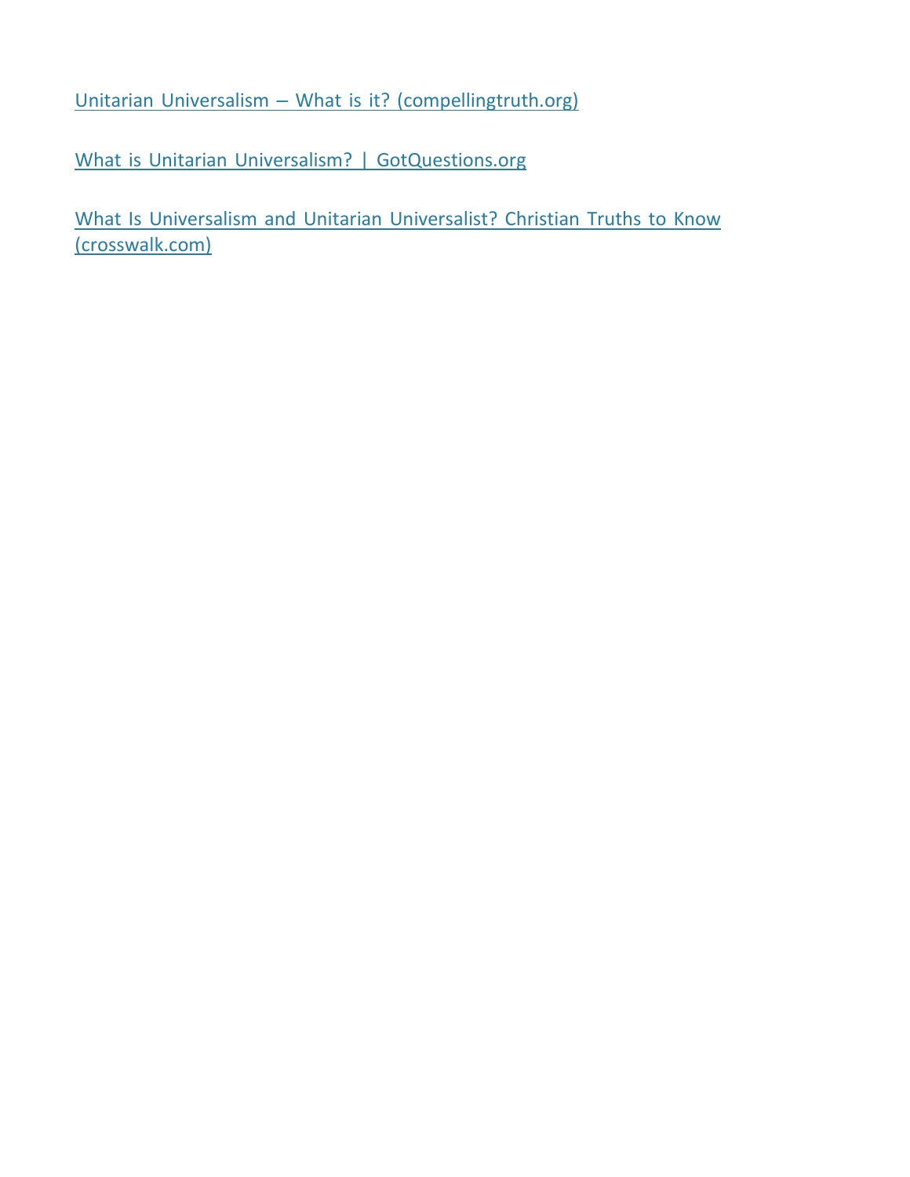Unitarian Universalism – What is it? (compellingtruth.org)

What is Unitarian Universalism? | GotQuestions.org

What Is Universalism and Unitarian Universalist? Christian Truths to Know (crosswalk.com)